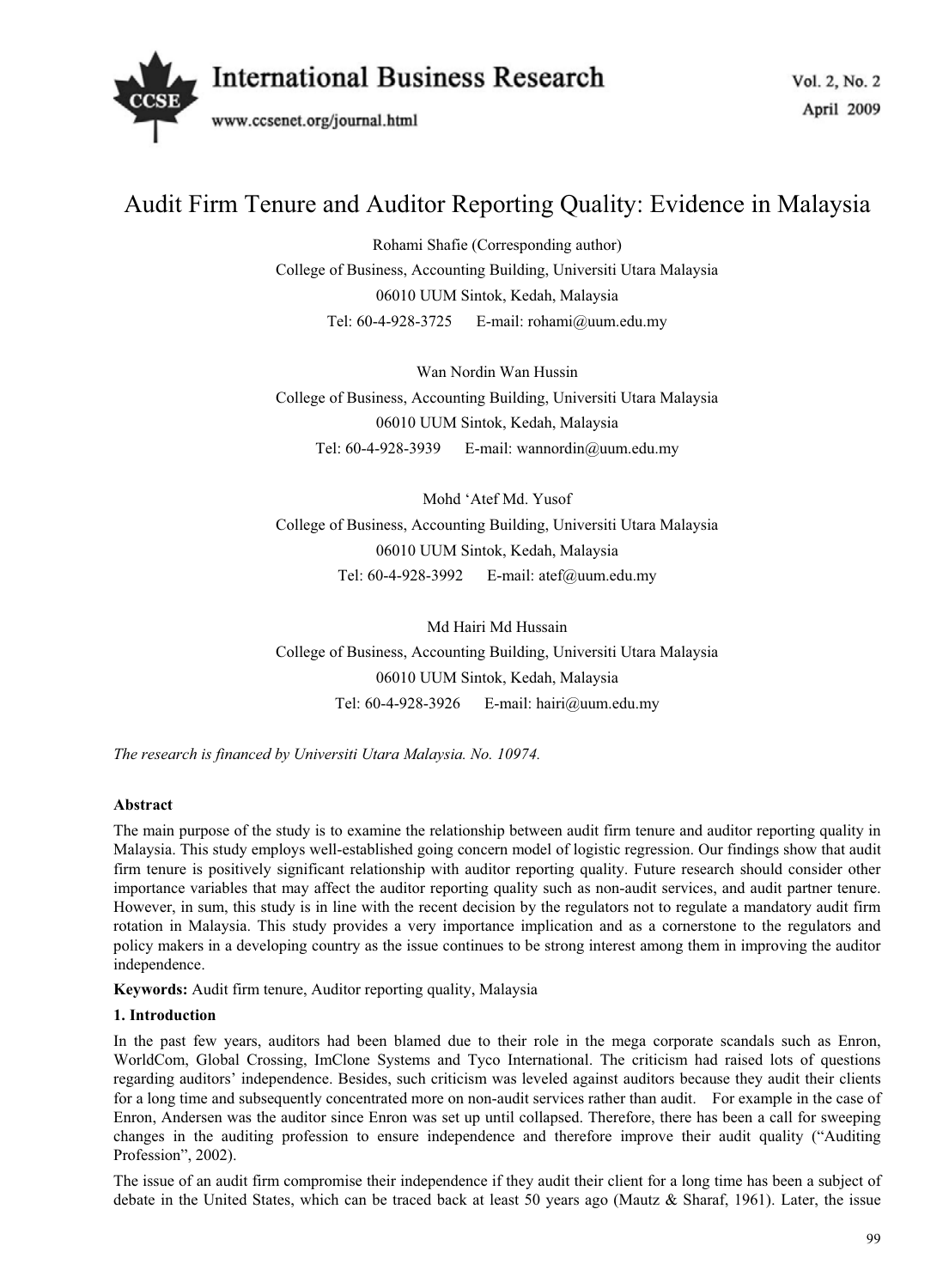# Audit Firm Tenure and Auditor Reporting Quality: Evidence in Malaysia

Rohami Shafie (Corresponding author)
College of Business, Accounting Building, Universiti Utara Malaysia
06010 UUM Sintok, Kedah, Malaysia
Tel: 60-4-928-3725 E-mail: rohami@uum.edu.my

Wan Nordin Wan Hussin
College of Business, Accounting Building, Universiti Utara Malaysia
06010 UUM Sintok, Kedah, Malaysia
Tel: 60-4-928-3939 E-mail: wannordin@uum.edu.my

Mohd 'Atef Md. Yusof
College of Business, Accounting Building, Universiti Utara Malaysia
06010 UUM Sintok, Kedah, Malaysia
Tel: 60-4-928-3992 E-mail: atef@uum.edu.my

Md Hairi Md Hussain
College of Business, Accounting Building, Universiti Utara Malaysia
06010 UUM Sintok, Kedah, Malaysia
Tel: 60-4-928-3926 E-mail: hairi@uum.edu.my

*The research is financed by Universiti Utara Malaysia. No. 10974.*

**Abstract**

The main purpose of the study is to examine the relationship between audit firm tenure and auditor reporting quality in Malaysia. This study employs well-established going concern model of logistic regression. Our findings show that audit firm tenure is positively significant relationship with auditor reporting quality. Future research should consider other importance variables that may affect the auditor reporting quality such as non-audit services, and audit partner tenure. However, in sum, this study is in line with the recent decision by the regulators not to regulate a mandatory audit firm rotation in Malaysia. This study provides a very importance implication and as a cornerstone to the regulators and policy makers in a developing country as the issue continues to be strong interest among them in improving the auditor independence.

**Keywords:** Audit firm tenure, Auditor reporting quality, Malaysia

## 1. Introduction

In the past few years, auditors had been blamed due to their role in the mega corporate scandals such as Enron, WorldCom, Global Crossing, ImClone Systems and Tyco International. The criticism had raised lots of questions regarding auditors' independence. Besides, such criticism was leveled against auditors because they audit their clients for a long time and subsequently concentrated more on non-audit services rather than audit. For example in the case of Enron, Andersen was the auditor since Enron was set up until collapsed. Therefore, there has been a call for sweeping changes in the auditing profession to ensure independence and therefore improve their audit quality ("Auditing Profession", 2002).

The issue of an audit firm compromise their independence if they audit their client for a long time has been a subject of debate in the United States, which can be traced back at least 50 years ago (Mautz & Sharaf, 1961). Later, the issue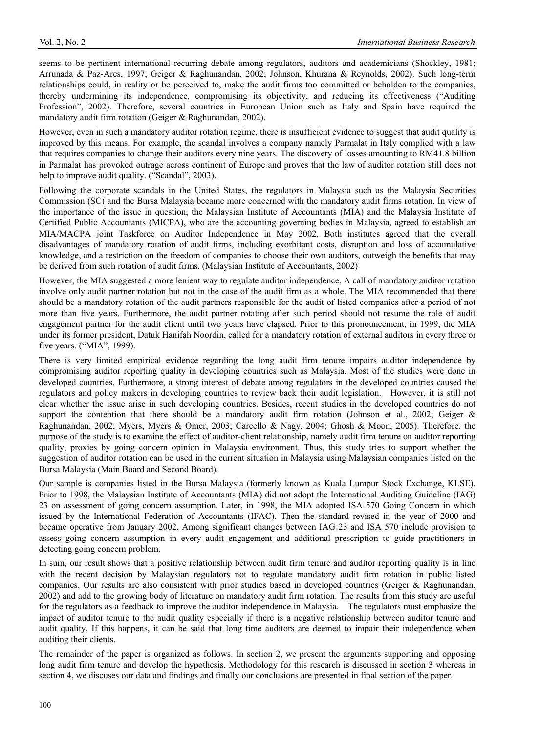seems to be pertinent international recurring debate among regulators, auditors and academicians (Shockley, 1981; Arrunada & Paz-Ares, 1997; Geiger & Raghunandan, 2002; Johnson, Khurana & Reynolds, 2002). Such long-term relationships could, in reality or be perceived to, make the audit firms too committed or beholden to the companies, thereby undermining its independence, compromising its objectivity, and reducing its effectiveness ("Auditing Profession", 2002). Therefore, several countries in European Union such as Italy and Spain have required the mandatory audit firm rotation (Geiger & Raghunandan, 2002).

However, even in such a mandatory auditor rotation regime, there is insufficient evidence to suggest that audit quality is improved by this means. For example, the scandal involves a company namely Parmalat in Italy complied with a law that requires companies to change their auditors every nine years. The discovery of losses amounting to RM41.8 billion in Parmalat has provoked outrage across continent of Europe and proves that the law of auditor rotation still does not help to improve audit quality. ("Scandal", 2003).

Following the corporate scandals in the United States, the regulators in Malaysia such as the Malaysia Securities Commission (SC) and the Bursa Malaysia became more concerned with the mandatory audit firms rotation. In view of the importance of the issue in question, the Malaysian Institute of Accountants (MIA) and the Malaysia Institute of Certified Public Accountants (MICPA), who are the accounting governing bodies in Malaysia, agreed to establish an MIA/MACPA joint Taskforce on Auditor Independence in May 2002. Both institutes agreed that the overall disadvantages of mandatory rotation of audit firms, including exorbitant costs, disruption and loss of accumulative knowledge, and a restriction on the freedom of companies to choose their own auditors, outweigh the benefits that may be derived from such rotation of audit firms. (Malaysian Institute of Accountants, 2002)

However, the MIA suggested a more lenient way to regulate auditor independence. A call of mandatory auditor rotation involve only audit partner rotation but not in the case of the audit firm as a whole. The MIA recommended that there should be a mandatory rotation of the audit partners responsible for the audit of listed companies after a period of not more than five years. Furthermore, the audit partner rotating after such period should not resume the role of audit engagement partner for the audit client until two years have elapsed. Prior to this pronouncement, in 1999, the MIA under its former president, Datuk Hanifah Noordin, called for a mandatory rotation of external auditors in every three or five years. ("MIA", 1999).

There is very limited empirical evidence regarding the long audit firm tenure impairs auditor independence by compromising auditor reporting quality in developing countries such as Malaysia. Most of the studies were done in developed countries. Furthermore, a strong interest of debate among regulators in the developed countries caused the regulators and policy makers in developing countries to review back their audit legislation. However, it is still not clear whether the issue arise in such developing countries. Besides, recent studies in the developed countries do not support the contention that there should be a mandatory audit firm rotation (Johnson et al., 2002; Geiger & Raghunandan, 2002; Myers, Myers & Omer, 2003; Carcello & Nagy, 2004; Ghosh & Moon, 2005). Therefore, the purpose of the study is to examine the effect of auditor-client relationship, namely audit firm tenure on auditor reporting quality, proxies by going concern opinion in Malaysia environment. Thus, this study tries to support whether the suggestion of auditor rotation can be used in the current situation in Malaysia using Malaysian companies listed on the Bursa Malaysia (Main Board and Second Board).

Our sample is companies listed in the Bursa Malaysia (formerly known as Kuala Lumpur Stock Exchange, KLSE). Prior to 1998, the Malaysian Institute of Accountants (MIA) did not adopt the International Auditing Guideline (IAG) 23 on assessment of going concern assumption. Later, in 1998, the MIA adopted ISA 570 Going Concern in which issued by the International Federation of Accountants (IFAC). Then the standard revised in the year of 2000 and became operative from January 2002. Among significant changes between IAG 23 and ISA 570 include provision to assess going concern assumption in every audit engagement and additional prescription to guide practitioners in detecting going concern problem.

In sum, our result shows that a positive relationship between audit firm tenure and auditor reporting quality is in line with the recent decision by Malaysian regulators not to regulate mandatory audit firm rotation in public listed companies. Our results are also consistent with prior studies based in developed countries (Geiger & Raghunandan, 2002) and add to the growing body of literature on mandatory audit firm rotation. The results from this study are useful for the regulators as a feedback to improve the auditor independence in Malaysia. The regulators must emphasize the impact of auditor tenure to the audit quality especially if there is a negative relationship between auditor tenure and audit quality. If this happens, it can be said that long time auditors are deemed to impair their independence when auditing their clients.

The remainder of the paper is organized as follows. In section 2, we present the arguments supporting and opposing long audit firm tenure and develop the hypothesis. Methodology for this research is discussed in section 3 whereas in section 4, we discuses our data and findings and finally our conclusions are presented in final section of the paper.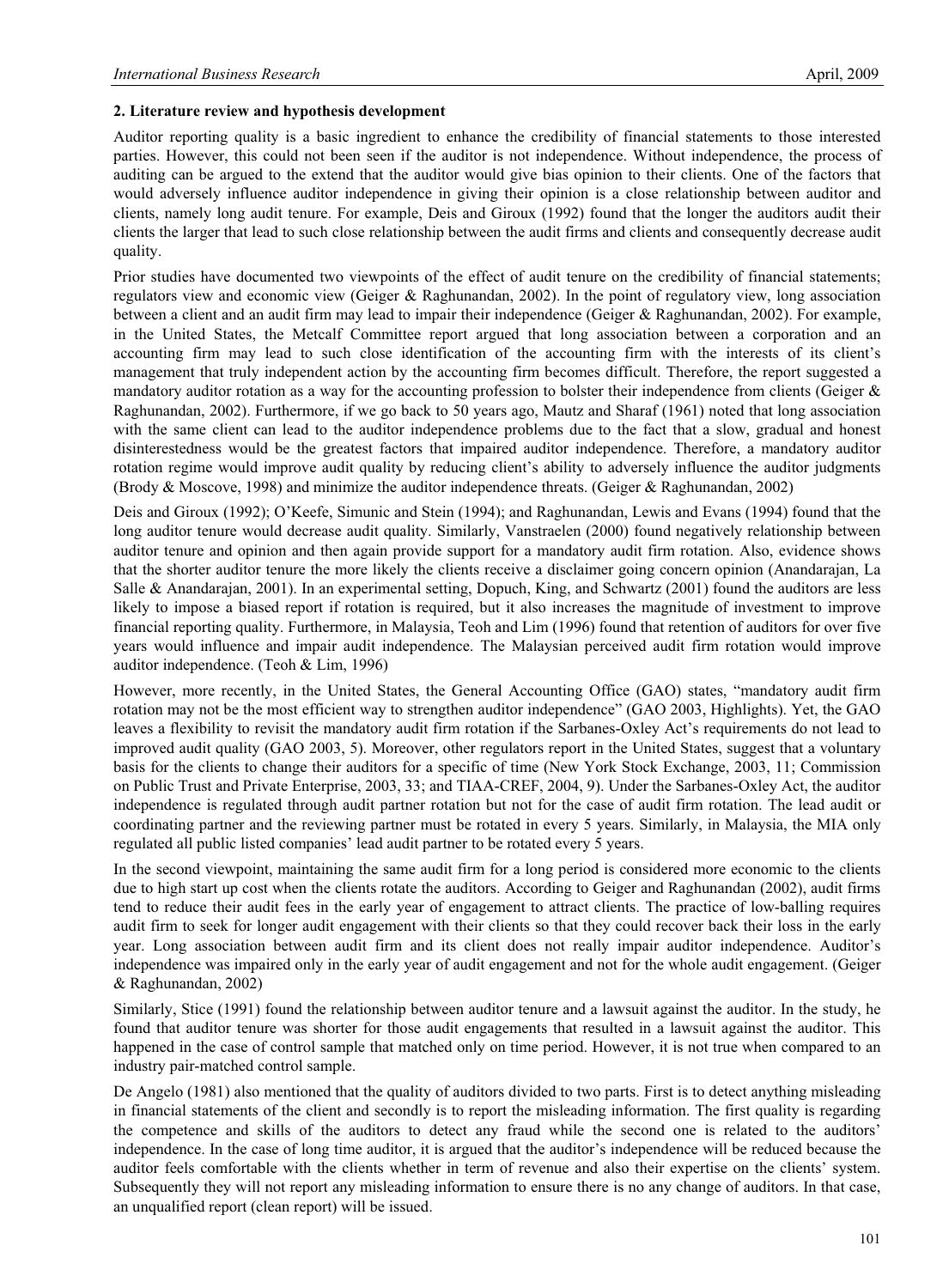### 2. Literature review and hypothesis development

Auditor reporting quality is a basic ingredient to enhance the credibility of financial statements to those interested parties. However, this could not been seen if the auditor is not independence. Without independence, the process of auditing can be argued to the extend that the auditor would give bias opinion to their clients. One of the factors that would adversely influence auditor independence in giving their opinion is a close relationship between auditor and clients, namely long audit tenure. For example, Deis and Giroux (1992) found that the longer the auditors audit their clients the larger that lead to such close relationship between the audit firms and clients and consequently decrease audit quality.

Prior studies have documented two viewpoints of the effect of audit tenure on the credibility of financial statements; regulators view and economic view (Geiger & Raghunandan, 2002). In the point of regulatory view, long association between a client and an audit firm may lead to impair their independence (Geiger & Raghunandan, 2002). For example, in the United States, the Metcalf Committee report argued that long association between a corporation and an accounting firm may lead to such close identification of the accounting firm with the interests of its client's management that truly independent action by the accounting firm becomes difficult. Therefore, the report suggested a mandatory auditor rotation as a way for the accounting profession to bolster their independence from clients (Geiger & Raghunandan, 2002). Furthermore, if we go back to 50 years ago, Mautz and Sharaf (1961) noted that long association with the same client can lead to the auditor independence problems due to the fact that a slow, gradual and honest disinterestedness would be the greatest factors that impaired auditor independence. Therefore, a mandatory auditor rotation regime would improve audit quality by reducing client's ability to adversely influence the auditor judgments (Brody & Moscove, 1998) and minimize the auditor independence threats. (Geiger & Raghunandan, 2002)

Deis and Giroux (1992); O'Keefe, Simunic and Stein (1994); and Raghunandan, Lewis and Evans (1994) found that the long auditor tenure would decrease audit quality. Similarly, Vanstraelen (2000) found negatively relationship between auditor tenure and opinion and then again provide support for a mandatory audit firm rotation. Also, evidence shows that the shorter auditor tenure the more likely the clients receive a disclaimer going concern opinion (Anandarajan, La Salle & Anandarajan, 2001). In an experimental setting, Dopuch, King, and Schwartz (2001) found the auditors are less likely to impose a biased report if rotation is required, but it also increases the magnitude of investment to improve financial reporting quality. Furthermore, in Malaysia, Teoh and Lim (1996) found that retention of auditors for over five years would influence and impair audit independence. The Malaysian perceived audit firm rotation would improve auditor independence. (Teoh & Lim, 1996)

However, more recently, in the United States, the General Accounting Office (GAO) states, "mandatory audit firm rotation may not be the most efficient way to strengthen auditor independence" (GAO 2003, Highlights). Yet, the GAO leaves a flexibility to revisit the mandatory audit firm rotation if the Sarbanes-Oxley Act's requirements do not lead to improved audit quality (GAO 2003, 5). Moreover, other regulators report in the United States, suggest that a voluntary basis for the clients to change their auditors for a specific of time (New York Stock Exchange, 2003, 11; Commission on Public Trust and Private Enterprise, 2003, 33; and TIAA-CREF, 2004, 9). Under the Sarbanes-Oxley Act, the auditor independence is regulated through audit partner rotation but not for the case of audit firm rotation. The lead audit or coordinating partner and the reviewing partner must be rotated in every 5 years. Similarly, in Malaysia, the MIA only regulated all public listed companies' lead audit partner to be rotated every 5 years.

In the second viewpoint, maintaining the same audit firm for a long period is considered more economic to the clients due to high start up cost when the clients rotate the auditors. According to Geiger and Raghunandan (2002), audit firms tend to reduce their audit fees in the early year of engagement to attract clients. The practice of low-balling requires audit firm to seek for longer audit engagement with their clients so that they could recover back their loss in the early year. Long association between audit firm and its client does not really impair auditor independence. Auditor's independence was impaired only in the early year of audit engagement and not for the whole audit engagement. (Geiger & Raghunandan, 2002)

Similarly, Stice (1991) found the relationship between auditor tenure and a lawsuit against the auditor. In the study, he found that auditor tenure was shorter for those audit engagements that resulted in a lawsuit against the auditor. This happened in the case of control sample that matched only on time period. However, it is not true when compared to an industry pair-matched control sample.

De Angelo (1981) also mentioned that the quality of auditors divided to two parts. First is to detect anything misleading in financial statements of the client and secondly is to report the misleading information. The first quality is regarding the competence and skills of the auditors to detect any fraud while the second one is related to the auditors' independence. In the case of long time auditor, it is argued that the auditor's independence will be reduced because the auditor feels comfortable with the clients whether in term of revenue and also their expertise on the clients' system. Subsequently they will not report any misleading information to ensure there is no any change of auditors. In that case, an unqualified report (clean report) will be issued.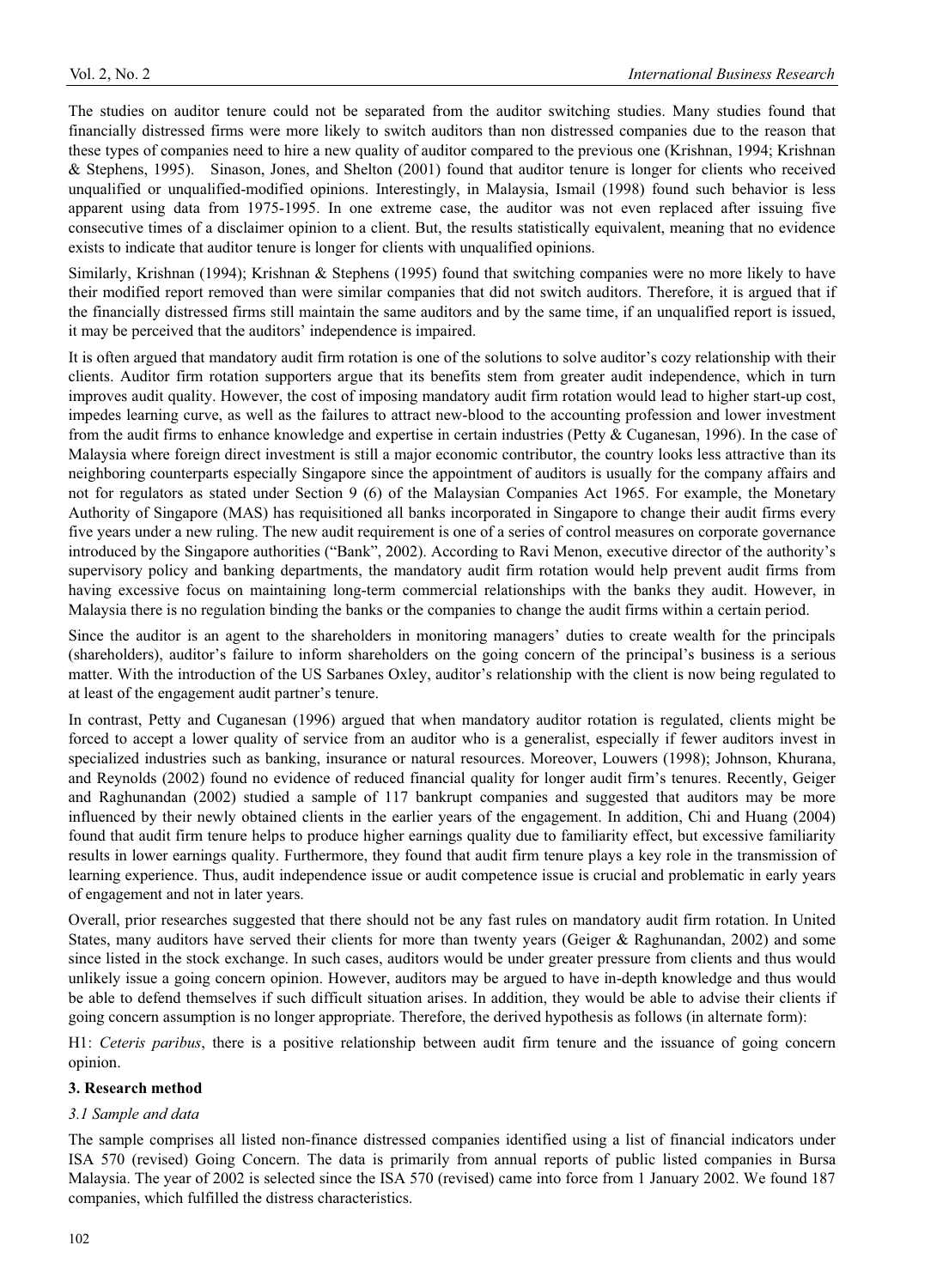The studies on auditor tenure could not be separated from the auditor switching studies. Many studies found that financially distressed firms were more likely to switch auditors than non distressed companies due to the reason that these types of companies need to hire a new quality of auditor compared to the previous one (Krishnan, 1994; Krishnan & Stephens, 1995). Sinason, Jones, and Shelton (2001) found that auditor tenure is longer for clients who received unqualified or unqualified-modified opinions. Interestingly, in Malaysia, Ismail (1998) found such behavior is less apparent using data from 1975-1995. In one extreme case, the auditor was not even replaced after issuing five consecutive times of a disclaimer opinion to a client. But, the results statistically equivalent, meaning that no evidence exists to indicate that auditor tenure is longer for clients with unqualified opinions.

Similarly, Krishnan (1994); Krishnan & Stephens (1995) found that switching companies were no more likely to have their modified report removed than were similar companies that did not switch auditors. Therefore, it is argued that if the financially distressed firms still maintain the same auditors and by the same time, if an unqualified report is issued, it may be perceived that the auditors' independence is impaired.

It is often argued that mandatory audit firm rotation is one of the solutions to solve auditor's cozy relationship with their clients. Auditor firm rotation supporters argue that its benefits stem from greater audit independence, which in turn improves audit quality. However, the cost of imposing mandatory audit firm rotation would lead to higher start-up cost, impedes learning curve, as well as the failures to attract new-blood to the accounting profession and lower investment from the audit firms to enhance knowledge and expertise in certain industries (Petty & Cuganesan, 1996). In the case of Malaysia where foreign direct investment is still a major economic contributor, the country looks less attractive than its neighboring counterparts especially Singapore since the appointment of auditors is usually for the company affairs and not for regulators as stated under Section 9 (6) of the Malaysian Companies Act 1965. For example, the Monetary Authority of Singapore (MAS) has requisitioned all banks incorporated in Singapore to change their audit firms every five years under a new ruling. The new audit requirement is one of a series of control measures on corporate governance introduced by the Singapore authorities ("Bank", 2002). According to Ravi Menon, executive director of the authority's supervisory policy and banking departments, the mandatory audit firm rotation would help prevent audit firms from having excessive focus on maintaining long-term commercial relationships with the banks they audit. However, in Malaysia there is no regulation binding the banks or the companies to change the audit firms within a certain period.

Since the auditor is an agent to the shareholders in monitoring managers' duties to create wealth for the principals (shareholders), auditor's failure to inform shareholders on the going concern of the principal's business is a serious matter. With the introduction of the US Sarbanes Oxley, auditor's relationship with the client is now being regulated to at least of the engagement audit partner's tenure.

In contrast, Petty and Cuganesan (1996) argued that when mandatory auditor rotation is regulated, clients might be forced to accept a lower quality of service from an auditor who is a generalist, especially if fewer auditors invest in specialized industries such as banking, insurance or natural resources. Moreover, Louwers (1998); Johnson, Khurana, and Reynolds (2002) found no evidence of reduced financial quality for longer audit firm's tenures. Recently, Geiger and Raghunandan (2002) studied a sample of 117 bankrupt companies and suggested that auditors may be more influenced by their newly obtained clients in the earlier years of the engagement. In addition, Chi and Huang (2004) found that audit firm tenure helps to produce higher earnings quality due to familiarity effect, but excessive familiarity results in lower earnings quality. Furthermore, they found that audit firm tenure plays a key role in the transmission of learning experience. Thus, audit independence issue or audit competence issue is crucial and problematic in early years of engagement and not in later years.

Overall, prior researches suggested that there should not be any fast rules on mandatory audit firm rotation. In United States, many auditors have served their clients for more than twenty years (Geiger & Raghunandan, 2002) and some since listed in the stock exchange. In such cases, auditors would be under greater pressure from clients and thus would unlikely issue a going concern opinion. However, auditors may be argued to have in-depth knowledge and thus would be able to defend themselves if such difficult situation arises. In addition, they would be able to advise their clients if going concern assumption is no longer appropriate. Therefore, the derived hypothesis as follows (in alternate form):

H1: *Ceteris paribus*, there is a positive relationship between audit firm tenure and the issuance of going concern opinion.

## 3. Research method

### *3.1 Sample and data*

The sample comprises all listed non-finance distressed companies identified using a list of financial indicators under ISA 570 (revised) Going Concern. The data is primarily from annual reports of public listed companies in Bursa Malaysia. The year of 2002 is selected since the ISA 570 (revised) came into force from 1 January 2002. We found 187 companies, which fulfilled the distress characteristics.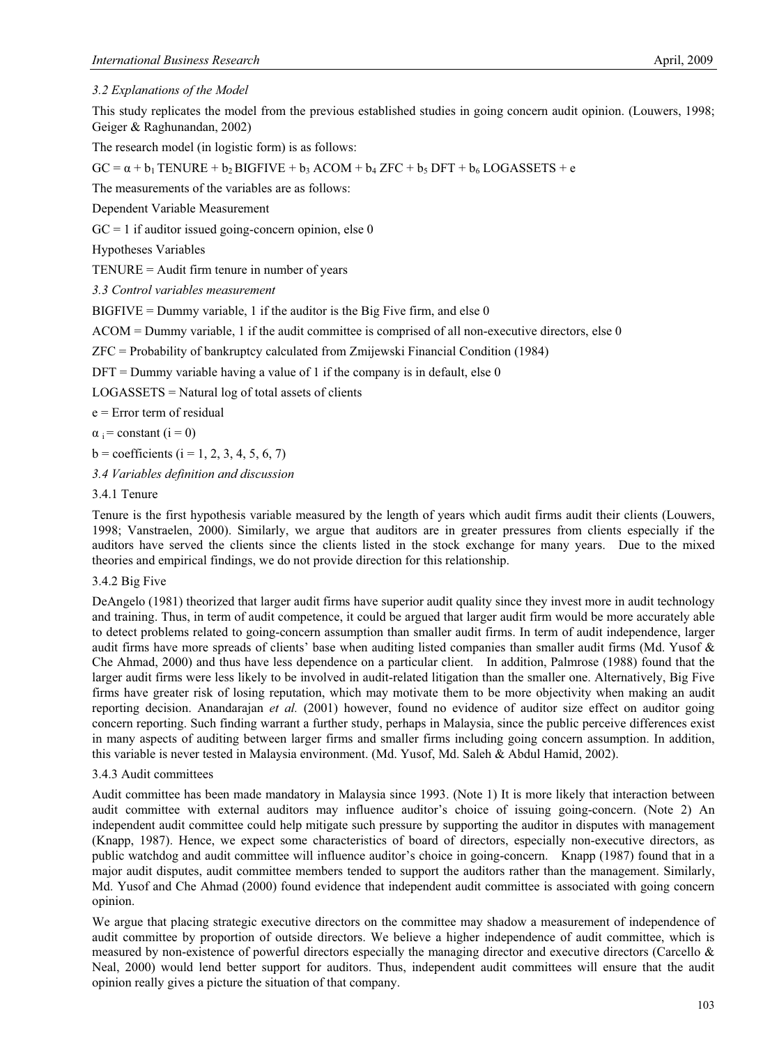### *3.2 Explanations of the Model*

This study replicates the model from the previous established studies in going concern audit opinion. (Louwers, 1998; Geiger & Raghunandan, 2002)

The research model (in logistic form) is as follows:

$GC = \alpha + b_1 \text{ TENURE} + b_2 \text{ BIGFIVE} + b_3 \text{ ACOM} + b_4 \text{ ZFC} + b_5 \text{ DFT} + b_6 \text{ LOGASSETS} + e$

The measurements of the variables are as follows:

Dependent Variable Measurement

GC = 1 if auditor issued going-concern opinion, else 0

Hypotheses Variables

TENURE = Audit firm tenure in number of years

### *3.3 Control variables measurement*

BIGFIVE = Dummy variable, 1 if the auditor is the Big Five firm, and else 0

ACOM = Dummy variable, 1 if the audit committee is comprised of all non-executive directors, else 0

ZFC = Probability of bankruptcy calculated from Zmijewski Financial Condition (1984)

DFT = Dummy variable having a value of 1 if the company is in default, else 0

LOGASSETS = Natural log of total assets of clients

e = Error term of residual

$\alpha_i$ = constant (i = 0)

b = coefficients (i = 1, 2, 3, 4, 5, 6, 7)

### *3.4 Variables definition and discussion*

#### 3.4.1 Tenure

Tenure is the first hypothesis variable measured by the length of years which audit firms audit their clients (Louwers, 1998; Vanstraelen, 2000). Similarly, we argue that auditors are in greater pressures from clients especially if the auditors have served the clients since the clients listed in the stock exchange for many years. Due to the mixed theories and empirical findings, we do not provide direction for this relationship.

#### 3.4.2 Big Five

DeAngelo (1981) theorized that larger audit firms have superior audit quality since they invest more in audit technology and training. Thus, in term of audit competence, it could be argued that larger audit firm would be more accurately able to detect problems related to going-concern assumption than smaller audit firms. In term of audit independence, larger audit firms have more spreads of clients' base when auditing listed companies than smaller audit firms (Md. Yusof & Che Ahmad, 2000) and thus have less dependence on a particular client. In addition, Palmrose (1988) found that the larger audit firms were less likely to be involved in audit-related litigation than the smaller one. Alternatively, Big Five firms have greater risk of losing reputation, which may motivate them to be more objectivity when making an audit reporting decision. Anandarajan *et al.* (2001) however, found no evidence of auditor size effect on auditor going concern reporting. Such finding warrant a further study, perhaps in Malaysia, since the public perceive differences exist in many aspects of auditing between larger firms and smaller firms including going concern assumption. In addition, this variable is never tested in Malaysia environment. (Md. Yusof, Md. Saleh & Abdul Hamid, 2002).

#### 3.4.3 Audit committees

Audit committee has been made mandatory in Malaysia since 1993. (Note 1) It is more likely that interaction between audit committee with external auditors may influence auditor's choice of issuing going-concern. (Note 2) An independent audit committee could help mitigate such pressure by supporting the auditor in disputes with management (Knapp, 1987). Hence, we expect some characteristics of board of directors, especially non-executive directors, as public watchdog and audit committee will influence auditor's choice in going-concern. Knapp (1987) found that in a major audit disputes, audit committee members tended to support the auditors rather than the management. Similarly, Md. Yusof and Che Ahmad (2000) found evidence that independent audit committee is associated with going concern opinion.

We argue that placing strategic executive directors on the committee may shadow a measurement of independence of audit committee by proportion of outside directors. We believe a higher independence of audit committee, which is measured by non-existence of powerful directors especially the managing director and executive directors (Carcello & Neal, 2000) would lend better support for auditors. Thus, independent audit committees will ensure that the audit opinion really gives a picture the situation of that company.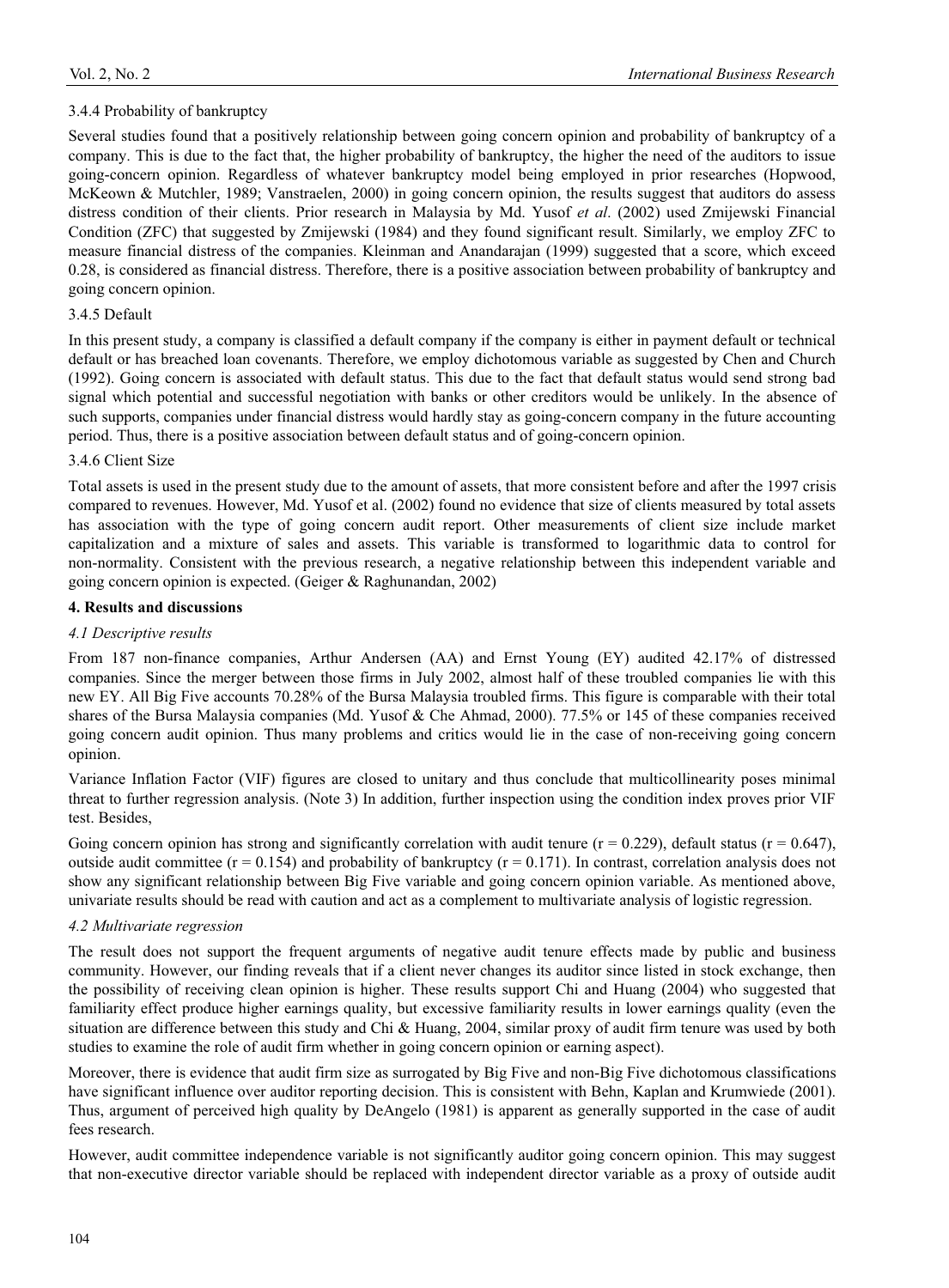### 3.4.4 Probability of bankruptcy

Several studies found that a positively relationship between going concern opinion and probability of bankruptcy of a company. This is due to the fact that, the higher probability of bankruptcy, the higher the need of the auditors to issue going-concern opinion. Regardless of whatever bankruptcy model being employed in prior researches (Hopwood, McKeown & Mutchler, 1989; Vanstraelen, 2000) in going concern opinion, the results suggest that auditors do assess distress condition of their clients. Prior research in Malaysia by Md. Yusof *et al*. (2002) used Zmijewski Financial Condition (ZFC) that suggested by Zmijewski (1984) and they found significant result. Similarly, we employ ZFC to measure financial distress of the companies. Kleinman and Anandarajan (1999) suggested that a score, which exceed 0.28, is considered as financial distress. Therefore, there is a positive association between probability of bankruptcy and going concern opinion.

### 3.4.5 Default

In this present study, a company is classified a default company if the company is either in payment default or technical default or has breached loan covenants. Therefore, we employ dichotomous variable as suggested by Chen and Church (1992). Going concern is associated with default status. This due to the fact that default status would send strong bad signal which potential and successful negotiation with banks or other creditors would be unlikely. In the absence of such supports, companies under financial distress would hardly stay as going-concern company in the future accounting period. Thus, there is a positive association between default status and of going-concern opinion.

### 3.4.6 Client Size

Total assets is used in the present study due to the amount of assets, that more consistent before and after the 1997 crisis compared to revenues. However, Md. Yusof et al. (2002) found no evidence that size of clients measured by total assets has association with the type of going concern audit report. Other measurements of client size include market capitalization and a mixture of sales and assets. This variable is transformed to logarithmic data to control for non-normality. Consistent with the previous research, a negative relationship between this independent variable and going concern opinion is expected. (Geiger & Raghunandan, 2002)

## 4. Results and discussions

### *4.1 Descriptive results*

From 187 non-finance companies, Arthur Andersen (AA) and Ernst Young (EY) audited 42.17% of distressed companies. Since the merger between those firms in July 2002, almost half of these troubled companies lie with this new EY. All Big Five accounts 70.28% of the Bursa Malaysia troubled firms. This figure is comparable with their total shares of the Bursa Malaysia companies (Md. Yusof & Che Ahmad, 2000). 77.5% or 145 of these companies received going concern audit opinion. Thus many problems and critics would lie in the case of non-receiving going concern opinion.

Variance Inflation Factor (VIF) figures are closed to unitary and thus conclude that multicollinearity poses minimal threat to further regression analysis. (Note 3) In addition, further inspection using the condition index proves prior VIF test. Besides,

Going concern opinion has strong and significantly correlation with audit tenure ($r = 0.229$), default status ($r = 0.647$), outside audit committee ($r = 0.154$) and probability of bankruptcy ($r = 0.171$). In contrast, correlation analysis does not show any significant relationship between Big Five variable and going concern opinion variable. As mentioned above, univariate results should be read with caution and act as a complement to multivariate analysis of logistic regression.

### *4.2 Multivariate regression*

The result does not support the frequent arguments of negative audit tenure effects made by public and business community. However, our finding reveals that if a client never changes its auditor since listed in stock exchange, then the possibility of receiving clean opinion is higher. These results support Chi and Huang (2004) who suggested that familiarity effect produce higher earnings quality, but excessive familiarity results in lower earnings quality (even the situation are difference between this study and Chi & Huang, 2004, similar proxy of audit firm tenure was used by both studies to examine the role of audit firm whether in going concern opinion or earning aspect).

Moreover, there is evidence that audit firm size as surrogated by Big Five and non-Big Five dichotomous classifications have significant influence over auditor reporting decision. This is consistent with Behn, Kaplan and Krumwiede (2001). Thus, argument of perceived high quality by DeAngelo (1981) is apparent as generally supported in the case of audit fees research.

However, audit committee independence variable is not significantly auditor going concern opinion. This may suggest that non-executive director variable should be replaced with independent director variable as a proxy of outside audit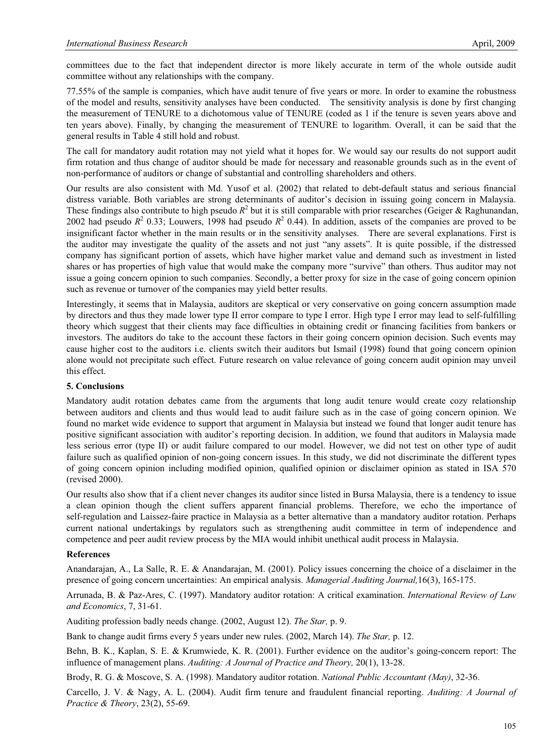committees due to the fact that independent director is more likely accurate in term of the whole outside audit committee without any relationships with the company.

77.55% of the sample is companies, which have audit tenure of five years or more. In order to examine the robustness of the model and results, sensitivity analyses have been conducted. The sensitivity analysis is done by first changing the measurement of TENURE to a dichotomous value of TENURE (coded as 1 if the tenure is seven years above and ten years above). Finally, by changing the measurement of TENURE to logarithm. Overall, it can be said that the general results in Table 4 still hold and robust.

The call for mandatory audit rotation may not yield what it hopes for. We would say our results do not support audit firm rotation and thus change of auditor should be made for necessary and reasonable grounds such as in the event of non-performance of auditors or change of substantial and controlling shareholders and others.

Our results are also consistent with Md. Yusof et al. (2002) that related to debt-default status and serious financial distress variable. Both variables are strong determinants of auditor's decision in issuing going concern in Malaysia. These findings also contribute to high pseudo $R^2$ but it is still comparable with prior researches (Geiger & Raghunandan, 2002 had pseudo $R^2$ 0.33; Louwers, 1998 had pseudo $R^2$ 0.44). In addition, assets of the companies are proved to be insignificant factor whether in the main results or in the sensitivity analyses. There are several explanations. First is the auditor may investigate the quality of the assets and not just "any assets". It is quite possible, if the distressed company has significant portion of assets, which have higher market value and demand such as investment in listed shares or has properties of high value that would make the company more "survive" than others. Thus auditor may not issue a going concern opinion to such companies. Secondly, a better proxy for size in the case of going concern opinion such as revenue or turnover of the companies may yield better results.

Interestingly, it seems that in Malaysia, auditors are skeptical or very conservative on going concern assumption made by directors and thus they made lower type II error compare to type I error. High type I error may lead to self-fulfilling theory which suggest that their clients may face difficulties in obtaining credit or financing facilities from bankers or investors. The auditors do take to the account these factors in their going concern opinion decision. Such events may cause higher cost to the auditors i.e. clients switch their auditors but Ismail (1998) found that going concern opinion alone would not precipitate such effect. Future research on value relevance of going concern audit opinion may unveil this effect.

## 5. Conclusions

Mandatory audit rotation debates came from the arguments that long audit tenure would create cozy relationship between auditors and clients and thus would lead to audit failure such as in the case of going concern opinion. We found no market wide evidence to support that argument in Malaysia but instead we found that longer audit tenure has positive significant association with auditor's reporting decision. In addition, we found that auditors in Malaysia made less serious error (type II) or audit failure compared to our model. However, we did not test on other type of audit failure such as qualified opinion of non-going concern issues. In this study, we did not discriminate the different types of going concern opinion including modified opinion, qualified opinion or disclaimer opinion as stated in ISA 570 (revised 2000).

Our results also show that if a client never changes its auditor since listed in Bursa Malaysia, there is a tendency to issue a clean opinion though the client suffers apparent financial problems. Therefore, we echo the importance of self-regulation and Laissez-faire practice in Malaysia as a better alternative than a mandatory auditor rotation. Perhaps current national undertakings by regulators such as strengthening audit committee in term of independence and competence and peer audit review process by the MIA would inhibit unethical audit process in Malaysia.

## References

Anandarajan, A., La Salle, R. E. & Anandarajan, M. (2001). Policy issues concerning the choice of a disclaimer in the presence of going concern uncertainties: An empirical analysis. *Managerial Auditing Journal,*16(3), 165-175.

Arrunada, B. & Paz-Ares, C. (1997). Mandatory auditor rotation: A critical examination. *International Review of Law and Economics*, 7, 31-61.

Auditing profession badly needs change. (2002, August 12). *The Star,* p. 9.

Bank to change audit firms every 5 years under new rules. (2002, March 14). *The Star,* p. 12.

Behn, B. K., Kaplan, S. E. & Krumwiede, K. R. (2001). Further evidence on the auditor's going-concern report: The influence of management plans. *Auditing: A Journal of Practice and Theory,* 20(1), 13-28.

Brody, R. G. & Moscove, S. A. (1998). Mandatory auditor rotation. *National Public Accountant (May)*, 32-36.

Carcello, J. V. & Nagy, A. L. (2004). Audit firm tenure and fraudulent financial reporting. *Auditing: A Journal of Practice & Theory*, 23(2), 55-69.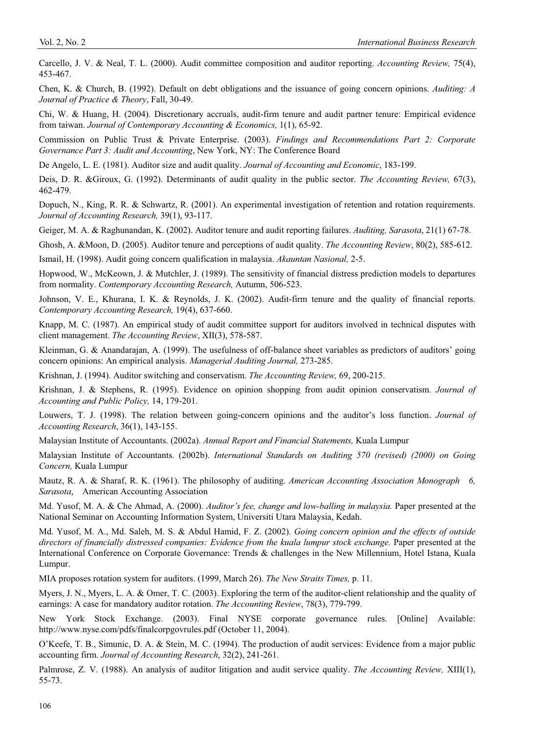Carcello, J. V. & Neal, T. L. (2000). Audit committee composition and auditor reporting. *Accounting Review,* 75(4), 453-467.

Chen, K. & Church, B. (1992). Default on debt obligations and the issuance of going concern opinions. *Auditing: A Journal of Practice & Theory*, Fall, 30-49.

Chi, W. & Huang, H. (2004). Discretionary accruals, audit-firm tenure and audit partner tenure: Empirical evidence from taiwan. *Journal of Contemporary Accounting & Economics,* 1(1), 65-92.

Commission on Public Trust & Private Enterprise. (2003). *Findings and Recommendations Part 2: Corporate Governance Part 3: Audit and Accounting*, New York, NY: The Conference Board

De Angelo, L. E. (1981). Auditor size and audit quality. *Journal of Accounting and Economic*, 183-199.

Deis, D. R. &Giroux, G. (1992). Determinants of audit quality in the public sector. *The Accounting Review,* 67(3), 462-479.

Dopuch, N., King, R. R. & Schwartz, R. (2001). An experimental investigation of retention and rotation requirements. *Journal of Accounting Research,* 39(1), 93-117.

Geiger, M. A. & Raghunandan, K. (2002). Auditor tenure and audit reporting failures. *Auditing, Sarasota*, 21(1) 67-78.

Ghosh, A. &Moon, D. (2005). Auditor tenure and perceptions of audit quality. *The Accounting Review*, 80(2), 585-612.

Ismail, H. (1998). Audit going concern qualification in malaysia. *Akauntan Nasional,* 2-5.

Hopwood, W., McKeown, J. & Mutchler, J. (1989). The sensitivity of financial distress prediction models to departures from normality. *Contemporary Accounting Research,* Autumn, 506-523.

Johnson, V. E., Khurana, I. K. & Reynolds, J. K. (2002). Audit-firm tenure and the quality of financial reports. *Contemporary Accounting Research,* 19(4), 637-660.

Knapp, M. C. (1987). An empirical study of audit committee support for auditors involved in technical disputes with client management. *The Accounting Review*, XII(3), 578-587.

Kleinman, G. & Anandarajan, A. (1999). The usefulness of off-balance sheet variables as predictors of auditors' going concern opinions: An empirical analysis. *Managerial Auditing Journal,* 273-285.

Krishnan, J. (1994). Auditor switching and conservatism. *The Accounting Review,* 69, 200-215.

Krishnan, J. & Stephens, R. (1995). Evidence on opinion shopping from audit opinion conservatism. *Journal of Accounting and Public Policy,* 14, 179-201.

Louwers, T. J. (1998). The relation between going-concern opinions and the auditor's loss function. *Journal of Accounting Research*, 36(1), 143-155.

Malaysian Institute of Accountants. (2002a). *Annual Report and Financial Statements,* Kuala Lumpur

Malaysian Institute of Accountants. (2002b). *International Standards on Auditing 570 (revised) (2000) on Going Concern,* Kuala Lumpur

Mautz, R. A. & Sharaf, R. K. (1961). The philosophy of auditing. *American Accounting Association Monograph 6, Sarasota*, American Accounting Association

Md. Yusof, M. A. & Che Ahmad, A. (2000). *Auditor's fee, change and low-balling in malaysia.* Paper presented at the National Seminar on Accounting Information System, Universiti Utara Malaysia, Kedah.

Md. Yusof, M. A., Md. Saleh, M. S. & Abdul Hamid, F. Z. (2002). *Going concern opinion and the effects of outside directors of financially distressed companies: Evidence from the kuala lumpur stock exchange.* Paper presented at the International Conference on Corporate Governance: Trends & challenges in the New Millennium, Hotel Istana, Kuala Lumpur.

MIA proposes rotation system for auditors. (1999, March 26). *The New Straits Times,* p. 11.

Myers, J. N., Myers, L. A. & Omer, T. C. (2003). Exploring the term of the auditor-client relationship and the quality of earnings: A case for mandatory auditor rotation. *The Accounting Review*, 78(3), 779-799.

New York Stock Exchange. (2003). Final NYSE corporate governance rules. [Online] Available: http://www.nyse.com/pdfs/finalcorpgovrules.pdf (October 11, 2004).

O'Keefe, T. B., Simunic, D. A. & Stein, M. C. (1994). The production of audit services: Evidence from a major public accounting firm. *Journal of Accounting Research*, 32(2), 241-261.

Palmrose, Z. V. (1988). An analysis of auditor litigation and audit service quality. *The Accounting Review,* XIII(1), 55-73.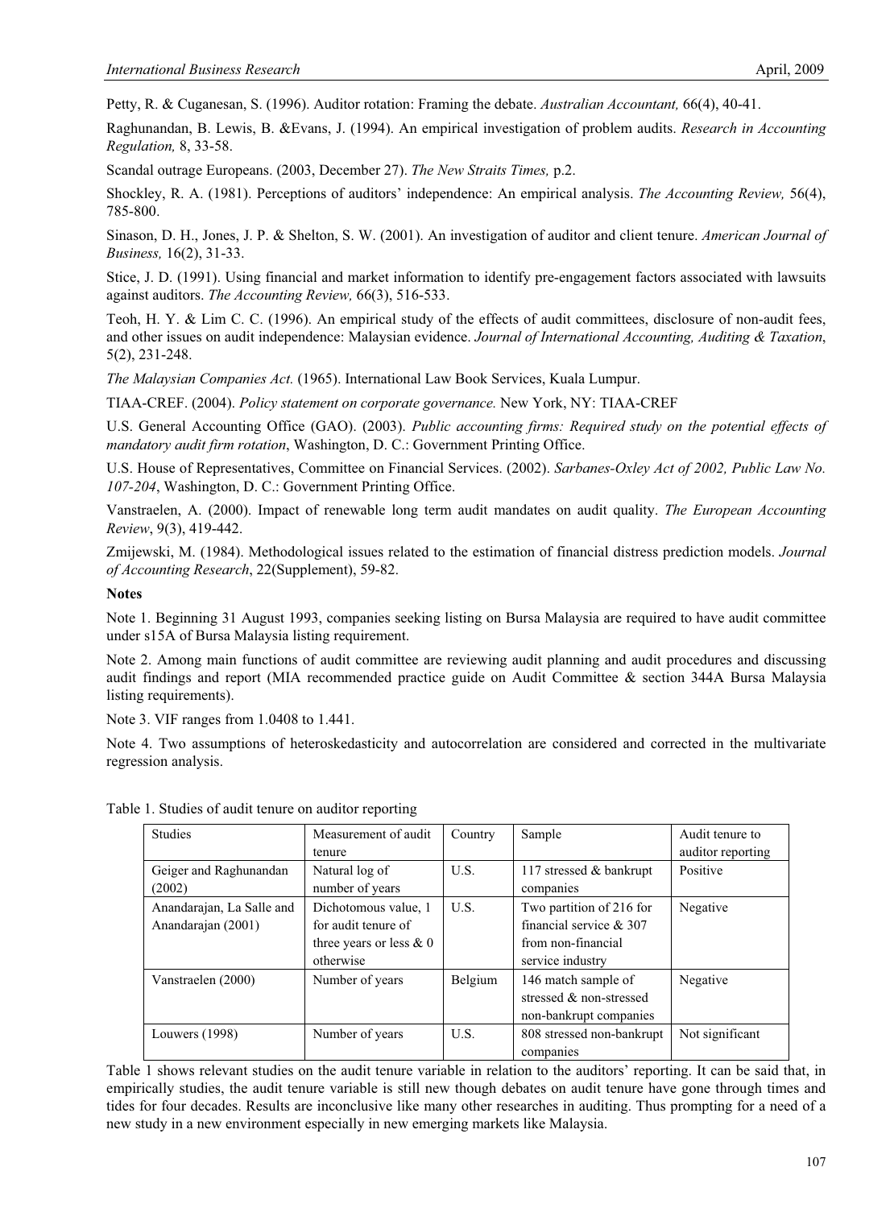Petty, R. & Cuganesan, S. (1996). Auditor rotation: Framing the debate. *Australian Accountant,* 66(4), 40-41.

Raghunandan, B. Lewis, B. &Evans, J. (1994). An empirical investigation of problem audits. *Research in Accounting Regulation,* 8, 33-58.

Scandal outrage Europeans. (2003, December 27). *The New Straits Times,* p.2.

Shockley, R. A. (1981). Perceptions of auditors' independence: An empirical analysis. *The Accounting Review,* 56(4), 785-800.

Sinason, D. H., Jones, J. P. & Shelton, S. W. (2001). An investigation of auditor and client tenure. *American Journal of Business,* 16(2), 31-33.

Stice, J. D. (1991). Using financial and market information to identify pre-engagement factors associated with lawsuits against auditors. *The Accounting Review,* 66(3), 516-533.

Teoh, H. Y. & Lim C. C. (1996). An empirical study of the effects of audit committees, disclosure of non-audit fees, and other issues on audit independence: Malaysian evidence. *Journal of International Accounting, Auditing & Taxation*, 5(2), 231-248.

*The Malaysian Companies Act.* (1965). International Law Book Services, Kuala Lumpur.

TIAA-CREF. (2004). *Policy statement on corporate governance.* New York, NY: TIAA-CREF

U.S. General Accounting Office (GAO). (2003). *Public accounting firms: Required study on the potential effects of mandatory audit firm rotation*, Washington, D. C.: Government Printing Office.

U.S. House of Representatives, Committee on Financial Services. (2002). *Sarbanes-Oxley Act of 2002, Public Law No. 107-204*, Washington, D. C.: Government Printing Office.

Vanstraelen, A. (2000). Impact of renewable long term audit mandates on audit quality. *The European Accounting Review*, 9(3), 419-442.

Zmijewski, M. (1984). Methodological issues related to the estimation of financial distress prediction models. *Journal of Accounting Research*, 22(Supplement), 59-82.

**Notes**

Note 1. Beginning 31 August 1993, companies seeking listing on Bursa Malaysia are required to have audit committee under s15A of Bursa Malaysia listing requirement.

Note 2. Among main functions of audit committee are reviewing audit planning and audit procedures and discussing audit findings and report (MIA recommended practice guide on Audit Committee & section 344A Bursa Malaysia listing requirements).

Note 3. VIF ranges from 1.0408 to 1.441.

Note 4. Two assumptions of heteroskedasticity and autocorrelation are considered and corrected in the multivariate regression analysis.

Table 1. Studies of audit tenure on auditor reporting

| Studies | Measurement of audit tenure | Country | Sample | Audit tenure to auditor reporting |
|---|---|---|---|---|
| Geiger and Raghunandan (2002) | Natural log of number of years | U.S. | 117 stressed & bankrupt companies | Positive |
| Anandarajan, La Salle and Anandarajan (2001) | Dichotomous value, 1 for audit tenure of three years or less & 0 otherwise | U.S. | Two partition of 216 for financial service & 307 from non-financial service industry | Negative |
| Vanstraelen (2000) | Number of years | Belgium | 146 match sample of stressed & non-stressed non-bankrupt companies | Negative |
| Louwers (1998) | Number of years | U.S. | 808 stressed non-bankrupt companies | Not significant |

Table 1 shows relevant studies on the audit tenure variable in relation to the auditors' reporting. It can be said that, in empirically studies, the audit tenure variable is still new though debates on audit tenure have gone through times and tides for four decades. Results are inconclusive like many other researches in auditing. Thus prompting for a need of a new study in a new environment especially in new emerging markets like Malaysia.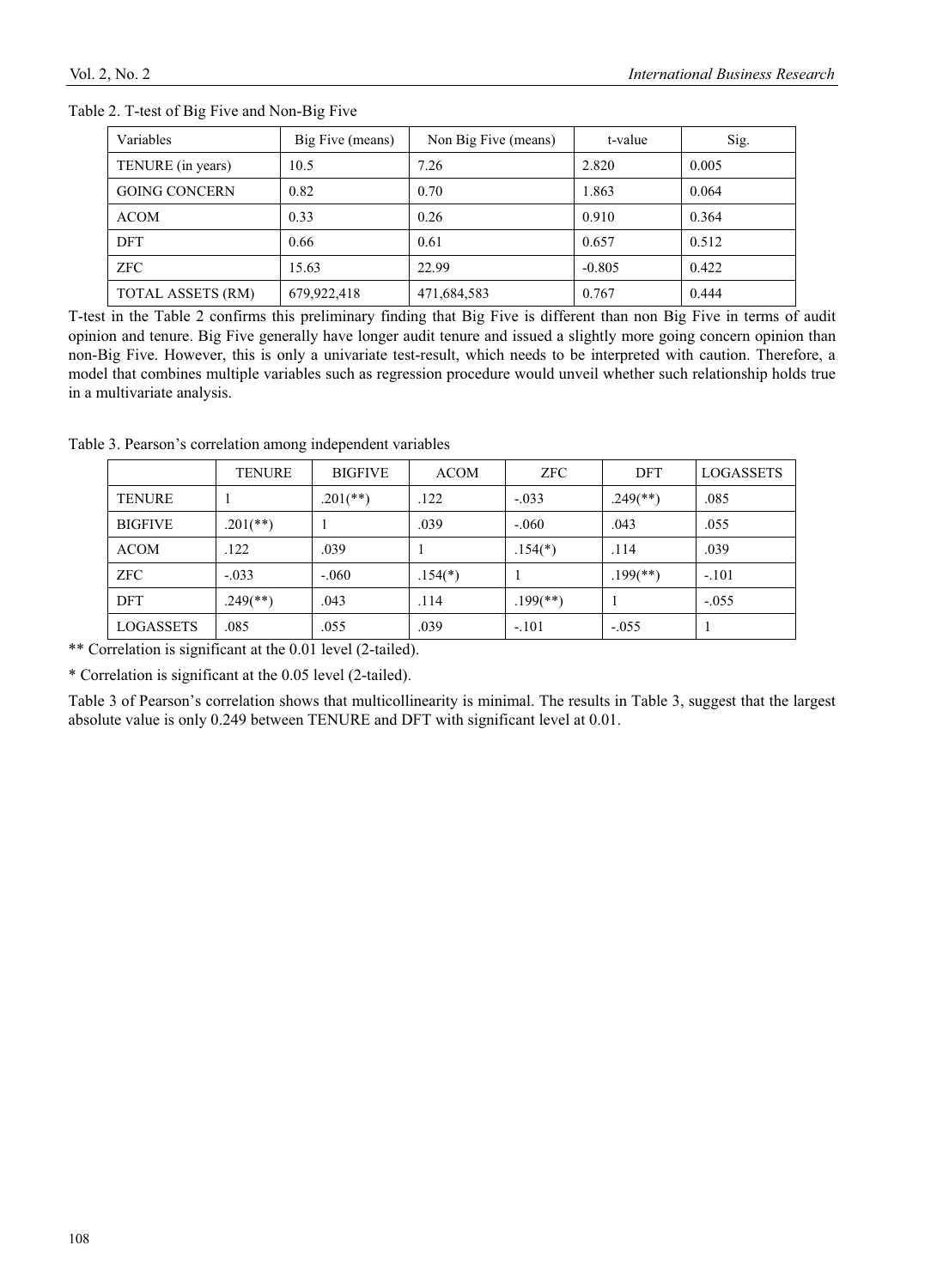Table 2. T-test of Big Five and Non-Big Five

| Variables | Big Five (means) | Non Big Five (means) | t-value | Sig. |
|---|---|---|---|---|
| TENURE (in years) | 10.5 | 7.26 | 2.820 | 0.005 |
| GOING CONCERN | 0.82 | 0.70 | 1.863 | 0.064 |
| ACOM | 0.33 | 0.26 | 0.910 | 0.364 |
| DFT | 0.66 | 0.61 | 0.657 | 0.512 |
| ZFC | 15.63 | 22.99 | -0.805 | 0.422 |
| TOTAL ASSETS (RM) | 679,922,418 | 471,684,583 | 0.767 | 0.444 |

T-test in the Table 2 confirms this preliminary finding that Big Five is different than non Big Five in terms of audit opinion and tenure. Big Five generally have longer audit tenure and issued a slightly more going concern opinion than non-Big Five. However, this is only a univariate test-result, which needs to be interpreted with caution. Therefore, a model that combines multiple variables such as regression procedure would unveil whether such relationship holds true in a multivariate analysis.

Table 3. Pearson's correlation among independent variables

| | TENURE | BIGFIVE | ACOM | ZFC | DFT | LOGASSETS |
|---|---|---|---|---|---|---|
| TENURE | 1 | .201(**) | .122 | -.033 | .249(**) | .085 |
| BIGFIVE | .201(**) | 1 | .039 | -.060 | .043 | .055 |
| ACOM | .122 | .039 | 1 | .154(*) | .114 | .039 |
| ZFC | -.033 | -.060 | .154(*) | 1 | .199(**) | -.101 |
| DFT | .249(**) | .043 | .114 | .199(**) | 1 | -.055 |
| LOGASSETS | .085 | .055 | .039 | -.101 | -.055 | 1 |

** Correlation is significant at the 0.01 level (2-tailed).

* Correlation is significant at the 0.05 level (2-tailed).

Table 3 of Pearson's correlation shows that multicollinearity is minimal. The results in Table 3, suggest that the largest absolute value is only 0.249 between TENURE and DFT with significant level at 0.01.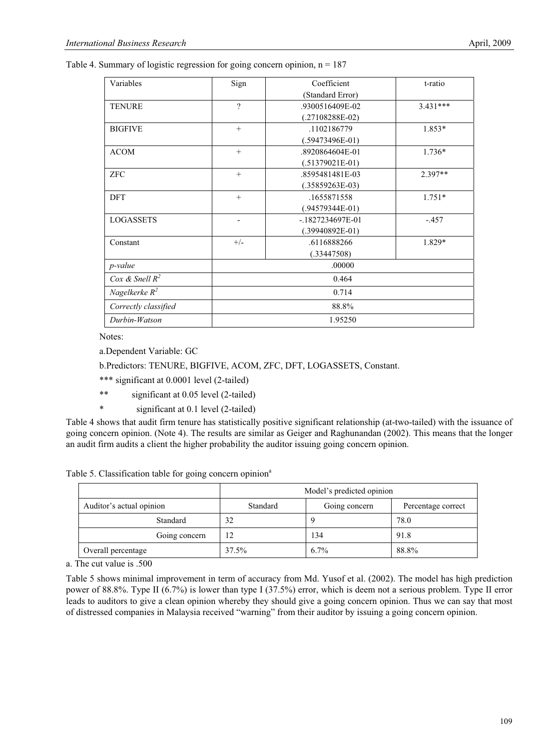Table 4. Summary of logistic regression for going concern opinion, n = 187

| Variables | Sign | Coefficient (Standard Error) | t-ratio |
|---|---|---|---|
| TENURE | ? | .9300516409E-02 (.27108288E-02) | 3.431*** |
| BIGFIVE | + | .1102186779 (.59473496E-01) | 1.853* |
| ACOM | + | .8920864604E-01 (.51379021E-01) | 1.736* |
| ZFC | + | .8595481481E-03 (.35859263E-03) | 2.397** |
| DFT | + | .1655871558 (.94579344E-01) | 1.751* |
| LOGASSETS | - | -.1827234697E-01 (.39940892E-01) | -.457 |
| Constant | +/- | .6116888266 (.33447508) | 1.829* |
| *p-value* | .00000 | | |
| *Cox & Snell $R^2$* | 0.464 | | |
| *Nagelkerke $R^2$* | 0.714 | | |
| *Correctly classified* | 88.8% | | |
| *Durbin-Watson* | 1.95250 | | |

Notes:

a.Dependent Variable: GC

b.Predictors: TENURE, BIGFIVE, ACOM, ZFC, DFT, LOGASSETS, Constant.

*** significant at 0.0001 level (2-tailed)

** significant at 0.05 level (2-tailed)

* significant at 0.1 level (2-tailed)

Table 4 shows that audit firm tenure has statistically positive significant relationship (at-two-tailed) with the issuance of going concern opinion. (Note 4). The results are similar as Geiger and Raghunandan (2002). This means that the longer an audit firm audits a client the higher probability the auditor issuing going concern opinion.

Table 5. Classification table for going concern opinion[a]

| | Model's predicted opinion | | |
|---|---|---|---|
| Auditor's actual opinion | Standard | Going concern | Percentage correct |
| Standard | 32 | 9 | 78.0 |
| Going concern | 12 | 134 | 91.8 |
| Overall percentage | 37.5% | 6.7% | 88.8% |

a. The cut value is .500

Table 5 shows minimal improvement in term of accuracy from Md. Yusof et al. (2002). The model has high prediction power of 88.8%. Type II (6.7%) is lower than type I (37.5%) error, which is deem not a serious problem. Type II error leads to auditors to give a clean opinion whereby they should give a going concern opinion. Thus we can say that most of distressed companies in Malaysia received "warning" from their auditor by issuing a going concern opinion.